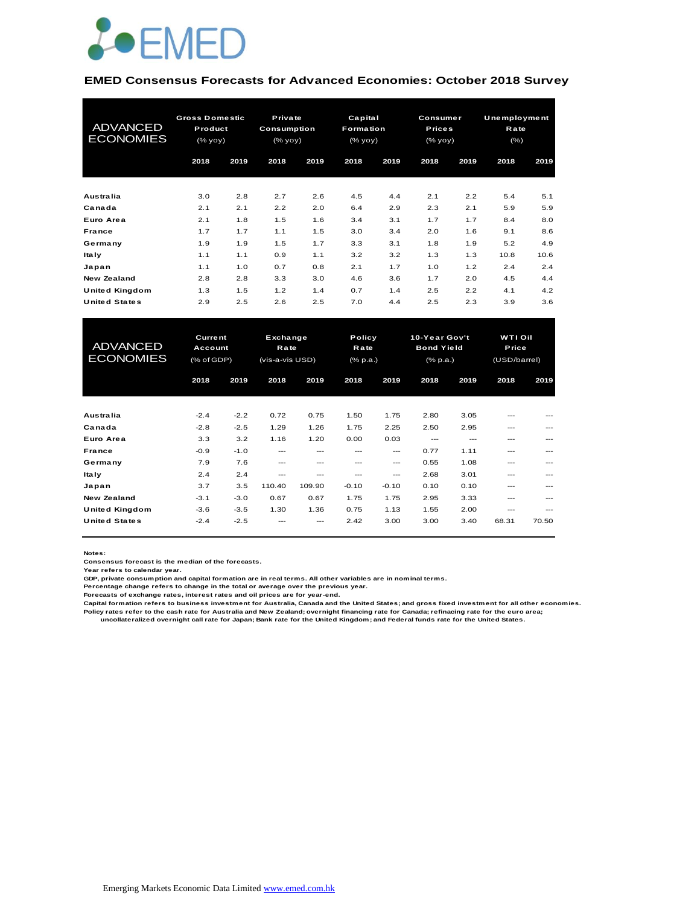EMED

## EMED Consensus Forecasts for Advanced Economies: October 2018 Survey

| ADVANCED ECONOMIES | Gross Domestic Product (% yoy) | | Private Consumption (% yoy) | | Capital Formation (% yoy) | | Consumer Prices (% yoy) | | Unemployment Rate (%) | |
|---|---|---|---|---|---|---|---|---|---|---|
| | 2018 | 2019 | 2018 | 2019 | 2018 | 2019 | 2018 | 2019 | 2018 | 2019 |
| Australia | 3.0 | 2.8 | 2.7 | 2.6 | 4.5 | 4.4 | 2.1 | 2.2 | 5.4 | 5.1 |
| Canada | 2.1 | 2.1 | 2.2 | 2.0 | 6.4 | 2.9 | 2.3 | 2.1 | 5.9 | 5.9 |
| Euro Area | 2.1 | 1.8 | 1.5 | 1.6 | 3.4 | 3.1 | 1.7 | 1.7 | 8.4 | 8.0 |
| France | 1.7 | 1.7 | 1.1 | 1.5 | 3.0 | 3.4 | 2.0 | 1.6 | 9.1 | 8.6 |
| Germany | 1.9 | 1.9 | 1.5 | 1.7 | 3.3 | 3.1 | 1.8 | 1.9 | 5.2 | 4.9 |
| Italy | 1.1 | 1.1 | 0.9 | 1.1 | 3.2 | 3.2 | 1.3 | 1.3 | 10.8 | 10.6 |
| Japan | 1.1 | 1.0 | 0.7 | 0.8 | 2.1 | 1.7 | 1.0 | 1.2 | 2.4 | 2.4 |
| New Zealand | 2.8 | 2.8 | 3.3 | 3.0 | 4.6 | 3.6 | 1.7 | 2.0 | 4.5 | 4.4 |
| United Kingdom | 1.3 | 1.5 | 1.2 | 1.4 | 0.7 | 1.4 | 2.5 | 2.2 | 4.1 | 4.2 |
| United States | 2.9 | 2.5 | 2.6 | 2.5 | 7.0 | 4.4 | 2.5 | 2.3 | 3.9 | 3.6 |

| ADVANCED ECONOMIES | Current Account (% of GDP) | | Exchange Rate (vis-a-vis USD) | | Policy Rate (% p.a.) | | 10-Year Gov't Bond Yield (% p.a.) | | WTI Oil Price (USD/barrel) | |
|---|---|---|---|---|---|---|---|---|---|---|
| | 2018 | 2019 | 2018 | 2019 | 2018 | 2019 | 2018 | 2019 | 2018 | 2019 |
| Australia | -2.4 | -2.2 | 0.72 | 0.75 | 1.50 | 1.75 | 2.80 | 3.05 | --- | --- |
| Canada | -2.8 | -2.5 | 1.29 | 1.26 | 1.75 | 2.25 | 2.50 | 2.95 | --- | --- |
| Euro Area | 3.3 | 3.2 | 1.16 | 1.20 | 0.00 | 0.03 | --- | --- | --- | --- |
| France | -0.9 | -1.0 | --- | --- | --- | --- | 0.77 | 1.11 | --- | --- |
| Germany | 7.9 | 7.6 | --- | --- | --- | --- | 0.55 | 1.08 | --- | --- |
| Italy | 2.4 | 2.4 | --- | --- | --- | --- | 2.68 | 3.01 | --- | --- |
| Japan | 3.7 | 3.5 | 110.40 | 109.90 | -0.10 | -0.10 | 0.10 | 0.10 | --- | --- |
| New Zealand | -3.1 | -3.0 | 0.67 | 0.67 | 1.75 | 1.75 | 2.95 | 3.33 | --- | --- |
| United Kingdom | -3.6 | -3.5 | 1.30 | 1.36 | 0.75 | 1.13 | 1.55 | 2.00 | --- | --- |
| United States | -2.4 | -2.5 | --- | --- | 2.42 | 3.00 | 3.00 | 3.40 | 68.31 | 70.50 |

**Notes:**
Consensus forecast is the median of the forecasts.
Year refers to calendar year.
GDP, private consumption and capital formation are in real terms. All other variables are in nominal terms.
Percentage change refers to change in the total or average over the previous year.
Forecasts of exchange rates, interest rates and oil prices are for year-end.
Capital formation refers to business investment for Australia, Canada and the United States; and gross fixed investment for all other economies.
Policy rates refer to the cash rate for Australia and New Zealand; overnight financing rate for Canada; refinacing rate for the euro area; uncollateralized overnight call rate for Japan; Bank rate for the United Kingdom; and Federal funds rate for the United States.

Emerging Markets Economic Data Limited www.emed.com.hk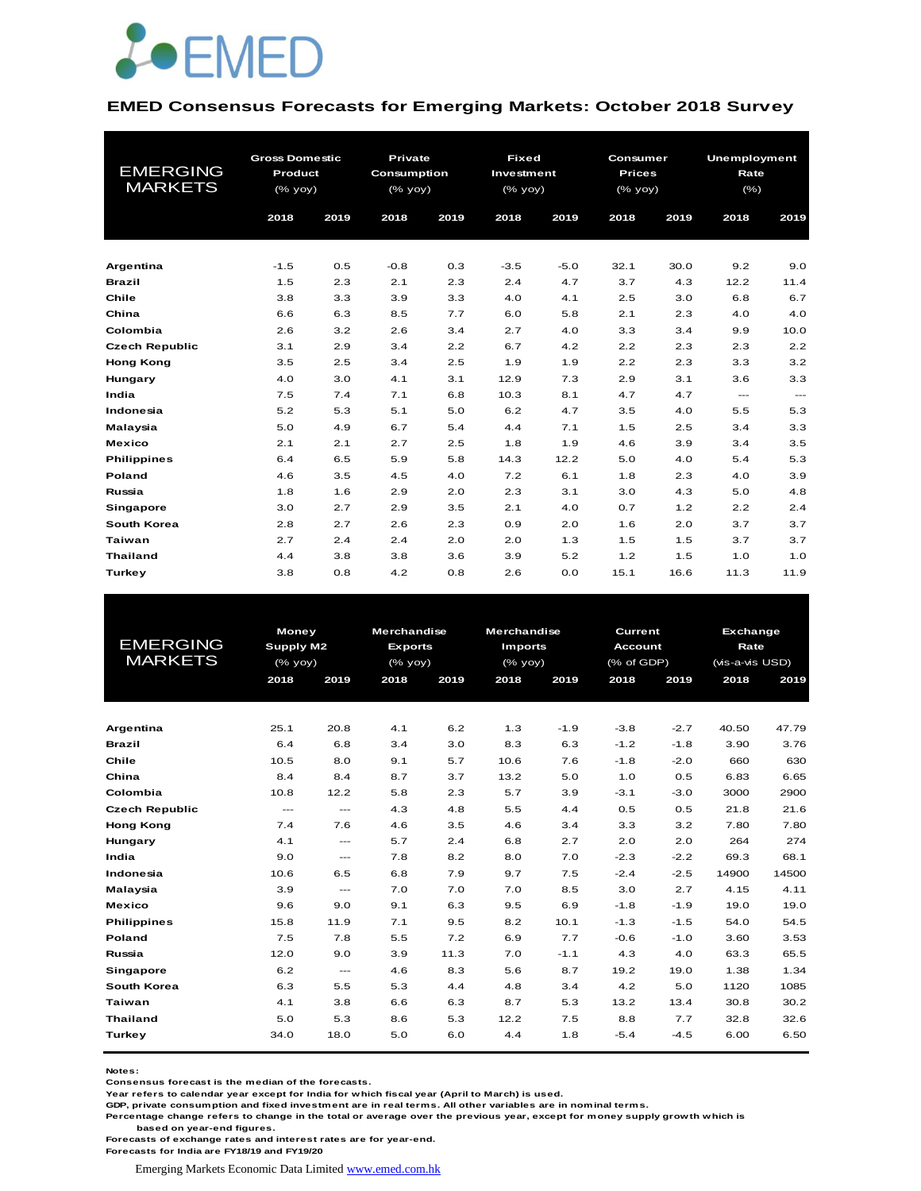EMED

## EMED Consensus Forecasts for Emerging Markets: October 2018 Survey

| EMERGING MARKETS | Gross Domestic Product (% yoy) | | Private Consumption (% yoy) | | Fixed Investment (% yoy) | | Consumer Prices (% yoy) | | Unemployment Rate (%) | |
|---|---|---|---|---|---|---|---|---|---|---|
| | 2018 | 2019 | 2018 | 2019 | 2018 | 2019 | 2018 | 2019 | 2018 | 2019 |
| **Argentina** | -1.5 | 0.5 | -0.8 | 0.3 | -3.5 | -5.0 | 32.1 | 30.0 | 9.2 | 9.0 |
| **Brazil** | 1.5 | 2.3 | 2.1 | 2.3 | 2.4 | 4.7 | 3.7 | 4.3 | 12.2 | 11.4 |
| **Chile** | 3.8 | 3.3 | 3.9 | 3.3 | 4.0 | 4.1 | 2.5 | 3.0 | 6.8 | 6.7 |
| **China** | 6.6 | 6.3 | 8.5 | 7.7 | 6.0 | 5.8 | 2.1 | 2.3 | 4.0 | 4.0 |
| **Colombia** | 2.6 | 3.2 | 2.6 | 3.4 | 2.7 | 4.0 | 3.3 | 3.4 | 9.9 | 10.0 |
| **Czech Republic** | 3.1 | 2.9 | 3.4 | 2.2 | 6.7 | 4.2 | 2.2 | 2.3 | 2.3 | 2.2 |
| **Hong Kong** | 3.5 | 2.5 | 3.4 | 2.5 | 1.9 | 1.9 | 2.2 | 2.3 | 3.3 | 3.2 |
| **Hungary** | 4.0 | 3.0 | 4.1 | 3.1 | 12.9 | 7.3 | 2.9 | 3.1 | 3.6 | 3.3 |
| **India** | 7.5 | 7.4 | 7.1 | 6.8 | 10.3 | 8.1 | 4.7 | 4.7 | --- | --- |
| **Indonesia** | 5.2 | 5.3 | 5.1 | 5.0 | 6.2 | 4.7 | 3.5 | 4.0 | 5.5 | 5.3 |
| **Malaysia** | 5.0 | 4.9 | 6.7 | 5.4 | 4.4 | 7.1 | 1.5 | 2.5 | 3.4 | 3.3 |
| **Mexico** | 2.1 | 2.1 | 2.7 | 2.5 | 1.8 | 1.9 | 4.6 | 3.9 | 3.4 | 3.5 |
| **Philippines** | 6.4 | 6.5 | 5.9 | 5.8 | 14.3 | 12.2 | 5.0 | 4.0 | 5.4 | 5.3 |
| **Poland** | 4.6 | 3.5 | 4.5 | 4.0 | 7.2 | 6.1 | 1.8 | 2.3 | 4.0 | 3.9 |
| **Russia** | 1.8 | 1.6 | 2.9 | 2.0 | 2.3 | 3.1 | 3.0 | 4.3 | 5.0 | 4.8 |
| **Singapore** | 3.0 | 2.7 | 2.9 | 3.5 | 2.1 | 4.0 | 0.7 | 1.2 | 2.2 | 2.4 |
| **South Korea** | 2.8 | 2.7 | 2.6 | 2.3 | 0.9 | 2.0 | 1.6 | 2.0 | 3.7 | 3.7 |
| **Taiwan** | 2.7 | 2.4 | 2.4 | 2.0 | 2.0 | 1.3 | 1.5 | 1.5 | 3.7 | 3.7 |
| **Thailand** | 4.4 | 3.8 | 3.8 | 3.6 | 3.9 | 5.2 | 1.2 | 1.5 | 1.0 | 1.0 |
| **Turkey** | 3.8 | 0.8 | 4.2 | 0.8 | 2.6 | 0.0 | 15.1 | 16.6 | 11.3 | 11.9 |

| EMERGING MARKETS | Money Supply M2 (% yoy) | | Merchandise Exports (% yoy) | | Merchandise Imports (% yoy) | | Current Account (% of GDP) | | Exchange Rate (vis-a-vis USD) | |
|---|---|---|---|---|---|---|---|---|---|---|
| | 2018 | 2019 | 2018 | 2019 | 2018 | 2019 | 2018 | 2019 | 2018 | 2019 |
| **Argentina** | 25.1 | 20.8 | 4.1 | 6.2 | 1.3 | -1.9 | -3.8 | -2.7 | 40.50 | 47.79 |
| **Brazil** | 6.4 | 6.8 | 3.4 | 3.0 | 8.3 | 6.3 | -1.2 | -1.8 | 3.90 | 3.76 |
| **Chile** | 10.5 | 8.0 | 9.1 | 5.7 | 10.6 | 7.6 | -1.8 | -2.0 | 660 | 630 |
| **China** | 8.4 | 8.4 | 8.7 | 3.7 | 13.2 | 5.0 | 1.0 | 0.5 | 6.83 | 6.65 |
| **Colombia** | 10.8 | 12.2 | 5.8 | 2.3 | 5.7 | 3.9 | -3.1 | -3.0 | 3000 | 2900 |
| **Czech Republic** | --- | --- | 4.3 | 4.8 | 5.5 | 4.4 | 0.5 | 0.5 | 21.8 | 21.6 |
| **Hong Kong** | 7.4 | 7.6 | 4.6 | 3.5 | 4.6 | 3.4 | 3.3 | 3.2 | 7.80 | 7.80 |
| **Hungary** | 4.1 | --- | 5.7 | 2.4 | 6.8 | 2.7 | 2.0 | 2.0 | 264 | 274 |
| **India** | 9.0 | --- | 7.8 | 8.2 | 8.0 | 7.0 | -2.3 | -2.2 | 69.3 | 68.1 |
| **Indonesia** | 10.6 | 6.5 | 6.8 | 7.9 | 9.7 | 7.5 | -2.4 | -2.5 | 14900 | 14500 |
| **Malaysia** | 3.9 | --- | 7.0 | 7.0 | 7.0 | 8.5 | 3.0 | 2.7 | 4.15 | 4.11 |
| **Mexico** | 9.6 | 9.0 | 9.1 | 6.3 | 9.5 | 6.9 | -1.8 | -1.9 | 19.0 | 19.0 |
| **Philippines** | 15.8 | 11.9 | 7.1 | 9.5 | 8.2 | 10.1 | -1.3 | -1.5 | 54.0 | 54.5 |
| **Poland** | 7.5 | 7.8 | 5.5 | 7.2 | 6.9 | 7.7 | -0.6 | -1.0 | 3.60 | 3.53 |
| **Russia** | 12.0 | 9.0 | 3.9 | 11.3 | 7.0 | -1.1 | 4.3 | 4.0 | 63.3 | 65.5 |
| **Singapore** | 6.2 | --- | 4.6 | 8.3 | 5.6 | 8.7 | 19.2 | 19.0 | 1.38 | 1.34 |
| **South Korea** | 6.3 | 5.5 | 5.3 | 4.4 | 4.8 | 3.4 | 4.2 | 5.0 | 1120 | 1085 |
| **Taiwan** | 4.1 | 3.8 | 6.6 | 6.3 | 8.7 | 5.3 | 13.2 | 13.4 | 30.8 | 30.2 |
| **Thailand** | 5.0 | 5.3 | 8.6 | 5.3 | 12.2 | 7.5 | 8.8 | 7.7 | 32.8 | 32.6 |
| **Turkey** | 34.0 | 18.0 | 5.0 | 6.0 | 4.4 | 1.8 | -5.4 | -4.5 | 6.00 | 6.50 |

**Notes:**
**Consensus forecast is the median of the forecasts.**
**Year refers to calendar year except for India for which fiscal year (April to March) is used.**
**GDP, private consumption and fixed investment are in real terms. All other variables are in nominal terms.**
**Percentage change refers to change in the total or average over the previous year, except for money supply growth which is based on year-end figures.**
**Forecasts of exchange rates and interest rates are for year-end.**
**Forecasts for India are FY18/19 and FY19/20**

Emerging Markets Economic Data Limited www.emed.com.hk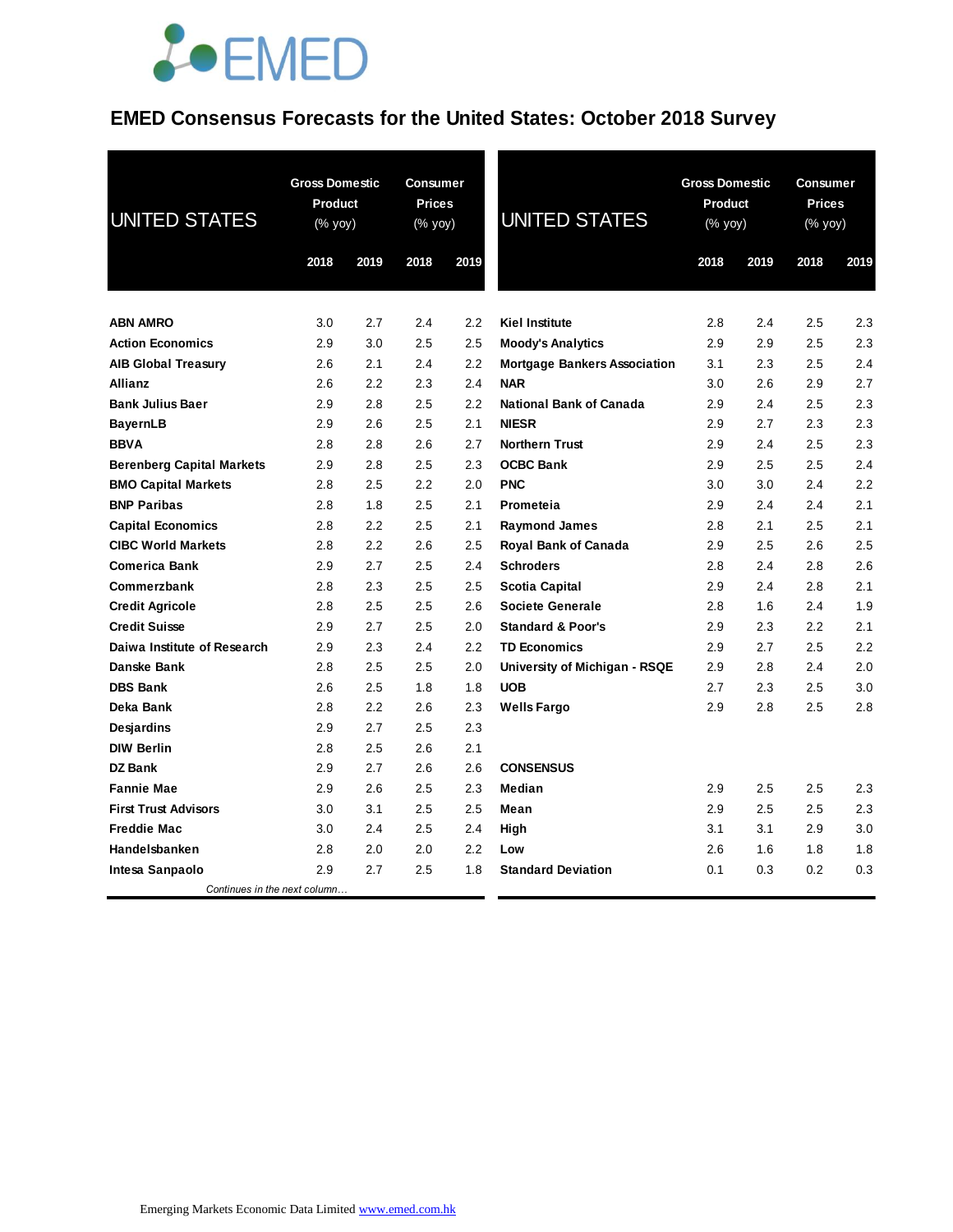# EMED Consensus Forecasts for the United States: October 2018 Survey

| UNITED STATES | Gross Domestic Product (% yoy) | | Consumer Prices (% yoy) | |
|---|---|---|---|---|
| | 2018 | 2019 | 2018 | 2019 |
| **ABN AMRO** | 3.0 | 2.7 | 2.4 | 2.2 |
| **Action Economics** | 2.9 | 3.0 | 2.5 | 2.5 |
| **AIB Global Treasury** | 2.6 | 2.1 | 2.4 | 2.2 |
| **Allianz** | 2.6 | 2.2 | 2.3 | 2.4 |
| **Bank Julius Baer** | 2.9 | 2.8 | 2.5 | 2.2 |
| **BayernLB** | 2.9 | 2.6 | 2.5 | 2.1 |
| **BBVA** | 2.8 | 2.8 | 2.6 | 2.7 |
| **Berenberg Capital Markets** | 2.9 | 2.8 | 2.5 | 2.3 |
| **BMO Capital Markets** | 2.8 | 2.5 | 2.2 | 2.0 |
| **BNP Paribas** | 2.8 | 1.8 | 2.5 | 2.1 |
| **Capital Economics** | 2.8 | 2.2 | 2.5 | 2.1 |
| **CIBC World Markets** | 2.8 | 2.2 | 2.6 | 2.5 |
| **Comerica Bank** | 2.9 | 2.7 | 2.5 | 2.4 |
| **Commerzbank** | 2.8 | 2.3 | 2.5 | 2.5 |
| **Credit Agricole** | 2.8 | 2.5 | 2.5 | 2.6 |
| **Credit Suisse** | 2.9 | 2.7 | 2.5 | 2.0 |
| **Daiwa Institute of Research** | 2.9 | 2.3 | 2.4 | 2.2 |
| **Danske Bank** | 2.8 | 2.5 | 2.5 | 2.0 |
| **DBS Bank** | 2.6 | 2.5 | 1.8 | 1.8 |
| **Deka Bank** | 2.8 | 2.2 | 2.6 | 2.3 |
| **Desjardins** | 2.9 | 2.7 | 2.5 | 2.3 |
| **DIW Berlin** | 2.8 | 2.5 | 2.6 | 2.1 |
| **DZ Bank** | 2.9 | 2.7 | 2.6 | 2.6 |
| **Fannie Mae** | 2.9 | 2.6 | 2.5 | 2.3 |
| **First Trust Advisors** | 3.0 | 3.1 | 2.5 | 2.5 |
| **Freddie Mac** | 3.0 | 2.4 | 2.5 | 2.4 |
| **Handelsbanken** | 2.8 | 2.0 | 2.0 | 2.2 |
| **Intesa Sanpaolo** | 2.9 | 2.7 | 2.5 | 1.8 |
| **Kiel Institute** | 2.8 | 2.4 | 2.5 | 2.3 |
| **Moody's Analytics** | 2.9 | 2.9 | 2.5 | 2.3 |
| **Mortgage Bankers Association** | 3.1 | 2.3 | 2.5 | 2.4 |
| **NAR** | 3.0 | 2.6 | 2.9 | 2.7 |
| **National Bank of Canada** | 2.9 | 2.4 | 2.5 | 2.3 |
| **NIESR** | 2.9 | 2.7 | 2.3 | 2.3 |
| **Northern Trust** | 2.9 | 2.4 | 2.5 | 2.3 |
| **OCBC Bank** | 2.9 | 2.5 | 2.5 | 2.4 |
| **PNC** | 3.0 | 3.0 | 2.4 | 2.2 |
| **Prometeia** | 2.9 | 2.4 | 2.4 | 2.1 |
| **Raymond James** | 2.8 | 2.1 | 2.5 | 2.1 |
| **Royal Bank of Canada** | 2.9 | 2.5 | 2.6 | 2.5 |
| **Schroders** | 2.8 | 2.4 | 2.8 | 2.6 |
| **Scotia Capital** | 2.9 | 2.4 | 2.8 | 2.1 |
| **Societe Generale** | 2.8 | 1.6 | 2.4 | 1.9 |
| **Standard & Poor's** | 2.9 | 2.3 | 2.2 | 2.1 |
| **TD Economics** | 2.9 | 2.7 | 2.5 | 2.2 |
| **University of Michigan - RSQE** | 2.9 | 2.8 | 2.4 | 2.0 |
| **UOB** | 2.7 | 2.3 | 2.5 | 3.0 |
| **Wells Fargo** | 2.9 | 2.8 | 2.5 | 2.8 |
| **CONSENSUS** | | | | |
| **Median** | 2.9 | 2.5 | 2.5 | 2.3 |
| **Mean** | 2.9 | 2.5 | 2.5 | 2.3 |
| **High** | 3.1 | 3.1 | 2.9 | 3.0 |
| **Low** | 2.6 | 1.6 | 1.8 | 1.8 |
| **Standard Deviation** | 0.1 | 0.3 | 0.2 | 0.3 |

Emerging Markets Economic Data Limited www.emed.com.hk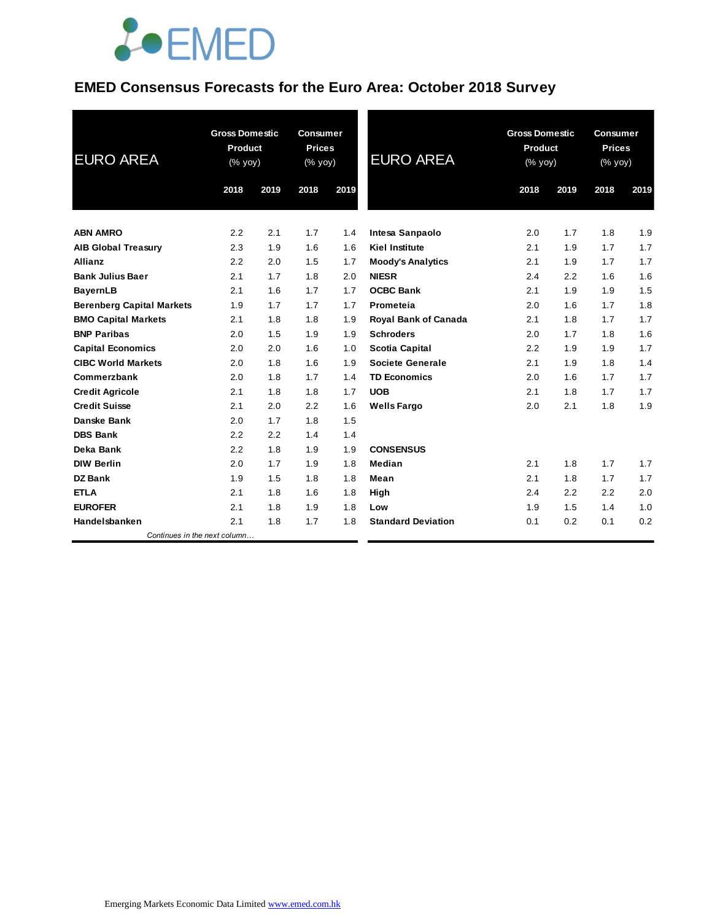# EMED Consensus Forecasts for the Euro Area: October 2018 Survey

| EURO AREA | Gross Domestic Product (% yoy) | | Consumer Prices (% yoy) | |
|---|---|---|---|---|
| | 2018 | 2019 | 2018 | 2019 |
| ABN AMRO | 2.2 | 2.1 | 1.7 | 1.4 |
| AIB Global Treasury | 2.3 | 1.9 | 1.6 | 1.6 |
| Allianz | 2.2 | 2.0 | 1.5 | 1.7 |
| Bank Julius Baer | 2.1 | 1.7 | 1.8 | 2.0 |
| BayernLB | 2.1 | 1.6 | 1.7 | 1.7 |
| Berenberg Capital Markets | 1.9 | 1.7 | 1.7 | 1.7 |
| BMO Capital Markets | 2.1 | 1.8 | 1.8 | 1.9 |
| BNP Paribas | 2.0 | 1.5 | 1.9 | 1.9 |
| Capital Economics | 2.0 | 2.0 | 1.6 | 1.0 |
| CIBC World Markets | 2.0 | 1.8 | 1.6 | 1.9 |
| Commerzbank | 2.0 | 1.8 | 1.7 | 1.4 |
| Credit Agricole | 2.1 | 1.8 | 1.8 | 1.7 |
| Credit Suisse | 2.1 | 2.0 | 2.2 | 1.6 |
| Danske Bank | 2.0 | 1.7 | 1.8 | 1.5 |
| DBS Bank | 2.2 | 2.2 | 1.4 | 1.4 |
| Deka Bank | 2.2 | 1.8 | 1.9 | 1.9 |
| DIW Berlin | 2.0 | 1.7 | 1.9 | 1.8 |
| DZ Bank | 1.9 | 1.5 | 1.8 | 1.8 |
| ETLA | 2.1 | 1.8 | 1.6 | 1.8 |
| EUROFER | 2.1 | 1.8 | 1.9 | 1.8 |
| Handelsbanken | 2.1 | 1.8 | 1.7 | 1.8 |
| Intesa Sanpaolo | 2.0 | 1.7 | 1.8 | 1.9 |
| Kiel Institute | 2.1 | 1.9 | 1.7 | 1.7 |
| Moody's Analytics | 2.1 | 1.9 | 1.7 | 1.7 |
| NIESR | 2.4 | 2.2 | 1.6 | 1.6 |
| OCBC Bank | 2.1 | 1.9 | 1.9 | 1.5 |
| Prometeia | 2.0 | 1.6 | 1.7 | 1.8 |
| Royal Bank of Canada | 2.1 | 1.8 | 1.7 | 1.7 |
| Schroders | 2.0 | 1.7 | 1.8 | 1.6 |
| Scotia Capital | 2.2 | 1.9 | 1.9 | 1.7 |
| Societe Generale | 2.1 | 1.9 | 1.8 | 1.4 |
| TD Economics | 2.0 | 1.6 | 1.7 | 1.7 |
| UOB | 2.1 | 1.8 | 1.7 | 1.7 |
| Wells Fargo | 2.0 | 2.1 | 1.8 | 1.9 |
| **CONSENSUS** | | | | |
| Median | 2.1 | 1.8 | 1.7 | 1.7 |
| Mean | 2.1 | 1.8 | 1.7 | 1.7 |
| High | 2.4 | 2.2 | 2.2 | 2.0 |
| Low | 1.9 | 1.5 | 1.4 | 1.0 |
| Standard Deviation | 0.1 | 0.2 | 0.1 | 0.2 |

*Continues in the next column…*

Emerging Markets Economic Data Limited www.emed.com.hk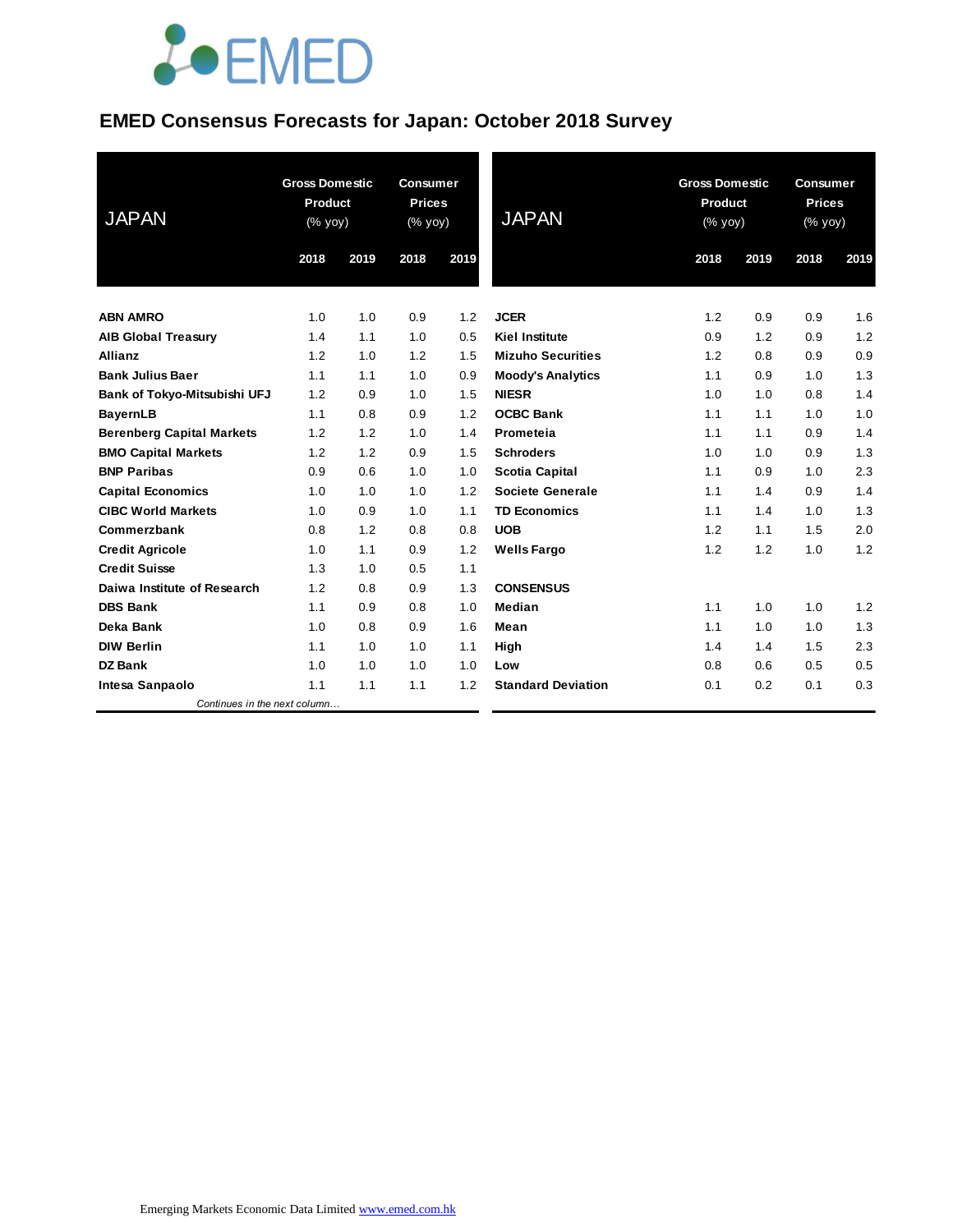# EMED Consensus Forecasts for Japan: October 2018 Survey

| JAPAN | Gross Domestic Product (% yoy) | | Consumer Prices (% yoy) | |
|---|---|---|---|---|
| | 2018 | 2019 | 2018 | 2019 |
| **ABN AMRO** | 1.0 | 1.0 | 0.9 | 1.2 |
| **AIB Global Treasury** | 1.4 | 1.1 | 1.0 | 0.5 |
| **Allianz** | 1.2 | 1.0 | 1.2 | 1.5 |
| **Bank Julius Baer** | 1.1 | 1.1 | 1.0 | 0.9 |
| **Bank of Tokyo-Mitsubishi UFJ** | 1.2 | 0.9 | 1.0 | 1.5 |
| **BayernLB** | 1.1 | 0.8 | 0.9 | 1.2 |
| **Berenberg Capital Markets** | 1.2 | 1.2 | 1.0 | 1.4 |
| **BMO Capital Markets** | 1.2 | 1.2 | 0.9 | 1.5 |
| **BNP Paribas** | 0.9 | 0.6 | 1.0 | 1.0 |
| **Capital Economics** | 1.0 | 1.0 | 1.0 | 1.2 |
| **CIBC World Markets** | 1.0 | 0.9 | 1.0 | 1.1 |
| **Commerzbank** | 0.8 | 1.2 | 0.8 | 0.8 |
| **Credit Agricole** | 1.0 | 1.1 | 0.9 | 1.2 |
| **Credit Suisse** | 1.3 | 1.0 | 0.5 | 1.1 |
| **Daiwa Institute of Research** | 1.2 | 0.8 | 0.9 | 1.3 |
| **DBS Bank** | 1.1 | 0.9 | 0.8 | 1.0 |
| **Deka Bank** | 1.0 | 0.8 | 0.9 | 1.6 |
| **DIW Berlin** | 1.1 | 1.0 | 1.0 | 1.1 |
| **DZ Bank** | 1.0 | 1.0 | 1.0 | 1.0 |
| **Intesa Sanpaolo** | 1.1 | 1.1 | 1.1 | 1.2 |
| **JCER** | 1.2 | 0.9 | 0.9 | 1.6 |
| **Kiel Institute** | 0.9 | 1.2 | 0.9 | 1.2 |
| **Mizuho Securities** | 1.2 | 0.8 | 0.9 | 0.9 |
| **Moody's Analytics** | 1.1 | 0.9 | 1.0 | 1.3 |
| **NIESR** | 1.0 | 1.0 | 0.8 | 1.4 |
| **OCBC Bank** | 1.1 | 1.1 | 1.0 | 1.0 |
| **Prometeia** | 1.1 | 1.1 | 0.9 | 1.4 |
| **Schroders** | 1.0 | 1.0 | 0.9 | 1.3 |
| **Scotia Capital** | 1.1 | 0.9 | 1.0 | 2.3 |
| **Societe Generale** | 1.1 | 1.4 | 0.9 | 1.4 |
| **TD Economics** | 1.1 | 1.4 | 1.0 | 1.3 |
| **UOB** | 1.2 | 1.1 | 1.5 | 2.0 |
| **Wells Fargo** | 1.2 | 1.2 | 1.0 | 1.2 |
| **CONSENSUS** | | | | |
| **Median** | 1.1 | 1.0 | 1.0 | 1.2 |
| **Mean** | 1.1 | 1.0 | 1.0 | 1.3 |
| **High** | 1.4 | 1.4 | 1.5 | 2.3 |
| **Low** | 0.8 | 0.6 | 0.5 | 0.5 |
| **Standard Deviation** | 0.1 | 0.2 | 0.1 | 0.3 |

*Continues in the next column…*

Emerging Markets Economic Data Limited www.emed.com.hk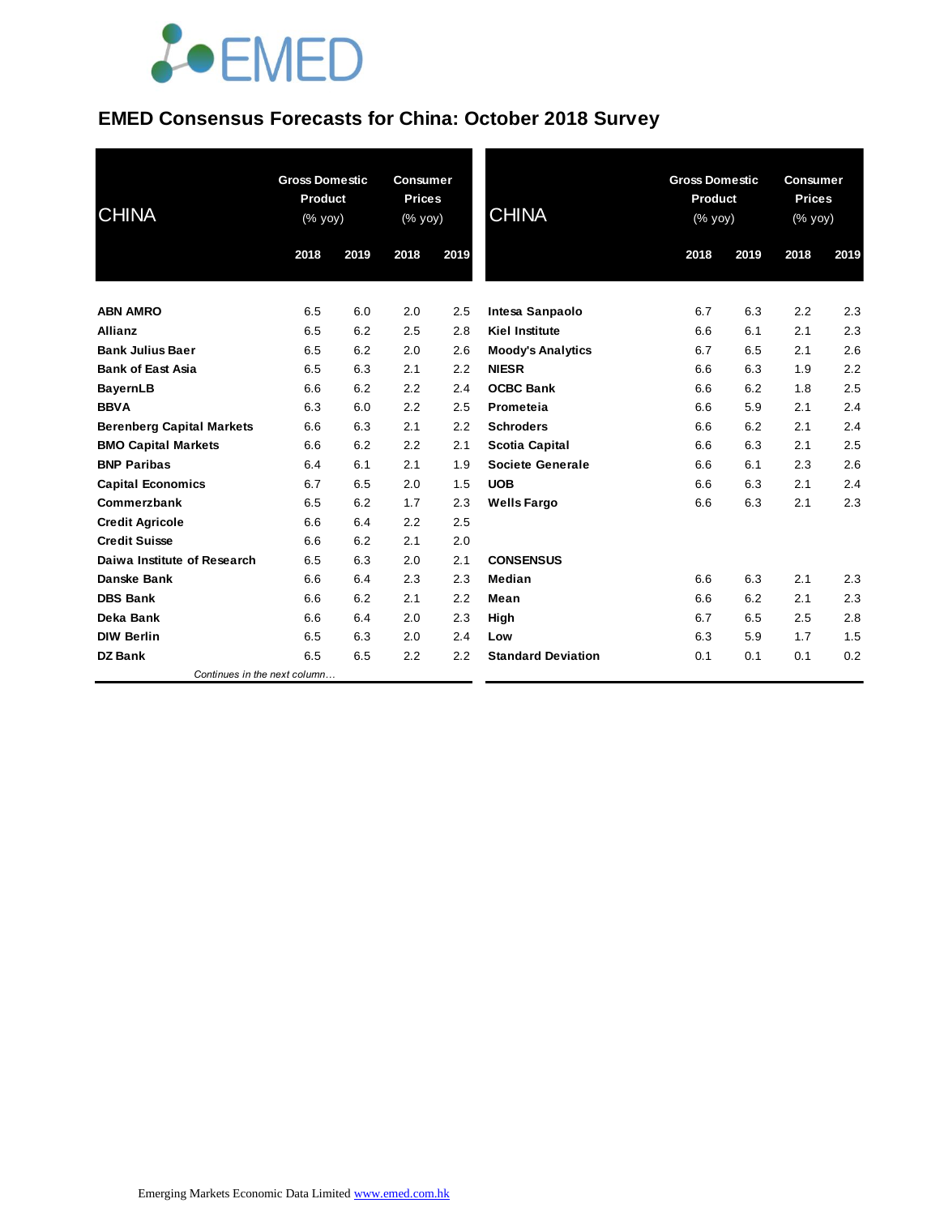EMED

# EMED Consensus Forecasts for China: October 2018 Survey

| CHINA | Gross Domestic Product (% yoy) | | Consumer Prices (% yoy) | |
|---|---|---|---|---|
| | 2018 | 2019 | 2018 | 2019 |
| ABN AMRO | 6.5 | 6.0 | 2.0 | 2.5 |
| Allianz | 6.5 | 6.2 | 2.5 | 2.8 |
| Bank Julius Baer | 6.5 | 6.2 | 2.0 | 2.6 |
| Bank of East Asia | 6.5 | 6.3 | 2.1 | 2.2 |
| BayernLB | 6.6 | 6.2 | 2.2 | 2.4 |
| BBVA | 6.3 | 6.0 | 2.2 | 2.5 |
| Berenberg Capital Markets | 6.6 | 6.3 | 2.1 | 2.2 |
| BMO Capital Markets | 6.6 | 6.2 | 2.2 | 2.1 |
| BNP Paribas | 6.4 | 6.1 | 2.1 | 1.9 |
| Capital Economics | 6.7 | 6.5 | 2.0 | 1.5 |
| Commerzbank | 6.5 | 6.2 | 1.7 | 2.3 |
| Credit Agricole | 6.6 | 6.4 | 2.2 | 2.5 |
| Credit Suisse | 6.6 | 6.2 | 2.1 | 2.0 |
| Daiwa Institute of Research | 6.5 | 6.3 | 2.0 | 2.1 |
| Danske Bank | 6.6 | 6.4 | 2.3 | 2.3 |
| DBS Bank | 6.6 | 6.2 | 2.1 | 2.2 |
| Deka Bank | 6.6 | 6.4 | 2.0 | 2.3 |
| DIW Berlin | 6.5 | 6.3 | 2.0 | 2.4 |
| DZ Bank | 6.5 | 6.5 | 2.2 | 2.2 |
| Intesa Sanpaolo | 6.7 | 6.3 | 2.2 | 2.3 |
| Kiel Institute | 6.6 | 6.1 | 2.1 | 2.3 |
| Moody's Analytics | 6.7 | 6.5 | 2.1 | 2.6 |
| NIESR | 6.6 | 6.3 | 1.9 | 2.2 |
| OCBC Bank | 6.6 | 6.2 | 1.8 | 2.5 |
| Prometeia | 6.6 | 5.9 | 2.1 | 2.4 |
| Schroders | 6.6 | 6.2 | 2.1 | 2.4 |
| Scotia Capital | 6.6 | 6.3 | 2.1 | 2.5 |
| Societe Generale | 6.6 | 6.1 | 2.3 | 2.6 |
| UOB | 6.6 | 6.3 | 2.1 | 2.4 |
| Wells Fargo | 6.6 | 6.3 | 2.1 | 2.3 |
| **CONSENSUS** | | | | |
| Median | 6.6 | 6.3 | 2.1 | 2.3 |
| Mean | 6.6 | 6.2 | 2.1 | 2.3 |
| High | 6.7 | 6.5 | 2.5 | 2.8 |
| Low | 6.3 | 5.9 | 1.7 | 1.5 |
| Standard Deviation | 0.1 | 0.1 | 0.1 | 0.2 |

*Continues in the next column…*

Emerging Markets Economic Data Limited www.emed.com.hk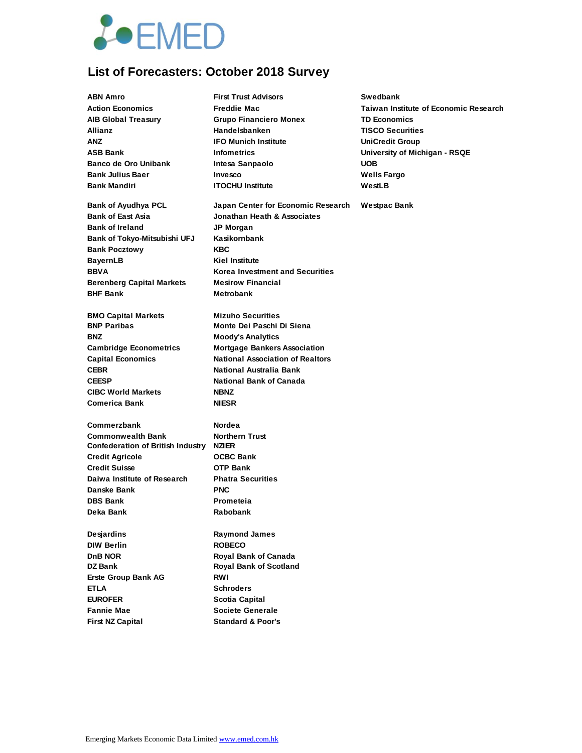EMED

## List of Forecasters: October 2018 Survey

ABN Amro
Action Economics
AIB Global Treasury
Allianz
ANZ
ASB Bank
Banco de Oro Unibank
Bank Julius Baer
Bank Mandiri

Bank of Ayudhya PCL
Bank of East Asia
Bank of Ireland
Bank of Tokyo-Mitsubishi UFJ
Bank Pocztowy
BayernLB
BBVA
Berenberg Capital Markets
BHF Bank

BMO Capital Markets
BNP Paribas
BNZ
Cambridge Econometrics
Capital Economics
CEBR
CEESP
CIBC World Markets
Comerica Bank

Commerzbank
Commonwealth Bank
Confederation of British Industry
Credit Agricole
Credit Suisse
Daiwa Institute of Research
Danske Bank
DBS Bank
Deka Bank

Desjardins
DIW Berlin
DnB NOR
DZ Bank
Erste Group Bank AG
ETLA
EUROFER
Fannie Mae
First NZ Capital

First Trust Advisors
Freddie Mac
Grupo Financiero Monex
Handelsbanken
IFO Munich Institute
Infometrics
Intesa Sanpaolo
Invesco
ITOCHU Institute

Japan Center for Economic Research
Jonathan Heath & Associates
JP Morgan
Kasikornbank
KBC
Kiel Institute
Korea Investment and Securities
Mesirow Financial
Metrobank

Mizuho Securities
Monte Dei Paschi Di Siena
Moody's Analytics
Mortgage Bankers Association
National Association of Realtors
National Australia Bank
National Bank of Canada
NBNZ
NIESR

Nordea
Northern Trust
NZIER
OCBC Bank
OTP Bank
Phatra Securities
PNC
Prometeia
Rabobank

Raymond James
ROBECO
Royal Bank of Canada
Royal Bank of Scotland
RWI
Schroders
Scotia Capital
Societe Generale
Standard & Poor's

Swedbank
Taiwan Institute of Economic Research
TD Economics
TISCO Securities
UniCredit Group
University of Michigan - RSQE
UOB
Wells Fargo
WestLB

Westpac Bank

Emerging Markets Economic Data Limited www.emed.com.hk